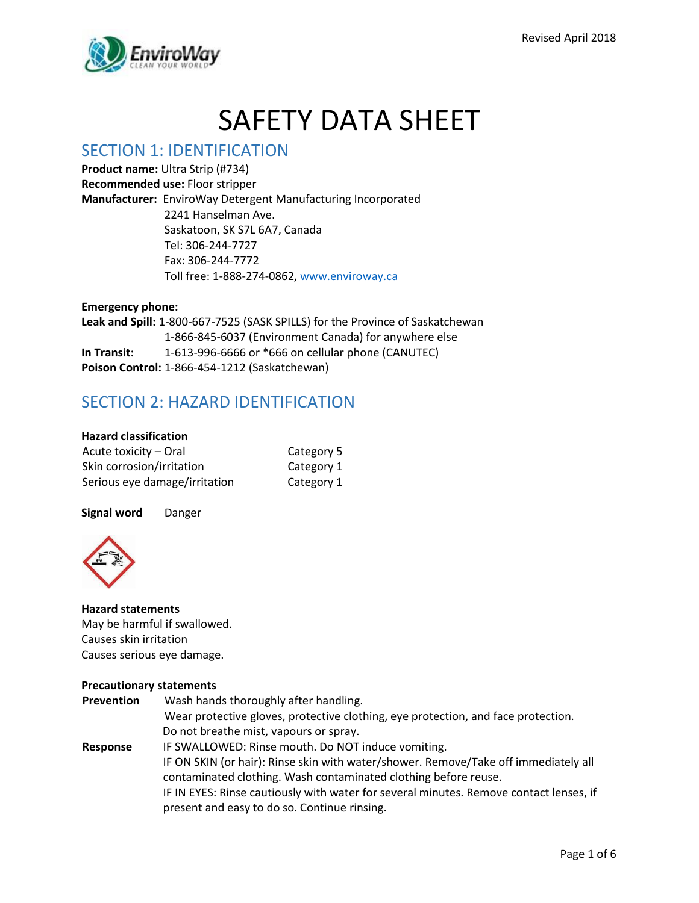# SAFETY DATA SHEET

## SECTION 1: IDENTIFICATION

**Product name:** Ultra Strip (#734)
**Recommended use:** Floor stripper
**Manufacturer:** EnviroWay Detergent Manufacturing Incorporated
2241 Hanselman Ave.
Saskatoon, SK S7L 6A7, Canada
Tel: 306-244-7727
Fax: 306-244-7772
Toll free: 1-888-274-0862, www.enviroway.ca

**Emergency phone:**
**Leak and Spill:** 1-800-667-7525 (SASK SPILLS) for the Province of Saskatchewan
1-866-845-6037 (Environment Canada) for anywhere else
**In Transit:** 1-613-996-6666 or *666 on cellular phone (CANUTEC)
**Poison Control:** 1-866-454-1212 (Saskatchewan)

## SECTION 2: HAZARD IDENTIFICATION

**Hazard classification**

| | |
|---|---|
| Acute toxicity – Oral | Category 5 |
| Skin corrosion/irritation | Category 1 |
| Serious eye damage/irritation | Category 1 |

**Signal word** Danger

**Hazard statements**
May be harmful if swallowed.
Causes skin irritation
Causes serious eye damage.

**Precautionary statements**

**Prevention**
Wash hands thoroughly after handling.
Wear protective gloves, protective clothing, eye protection, and face protection.
Do not breathe mist, vapours or spray.

**Response**
IF SWALLOWED: Rinse mouth. Do NOT induce vomiting.
IF ON SKIN (or hair): Rinse skin with water/shower. Remove/Take off immediately all contaminated clothing. Wash contaminated clothing before reuse.
IF IN EYES: Rinse cautiously with water for several minutes. Remove contact lenses, if present and easy to do so. Continue rinsing.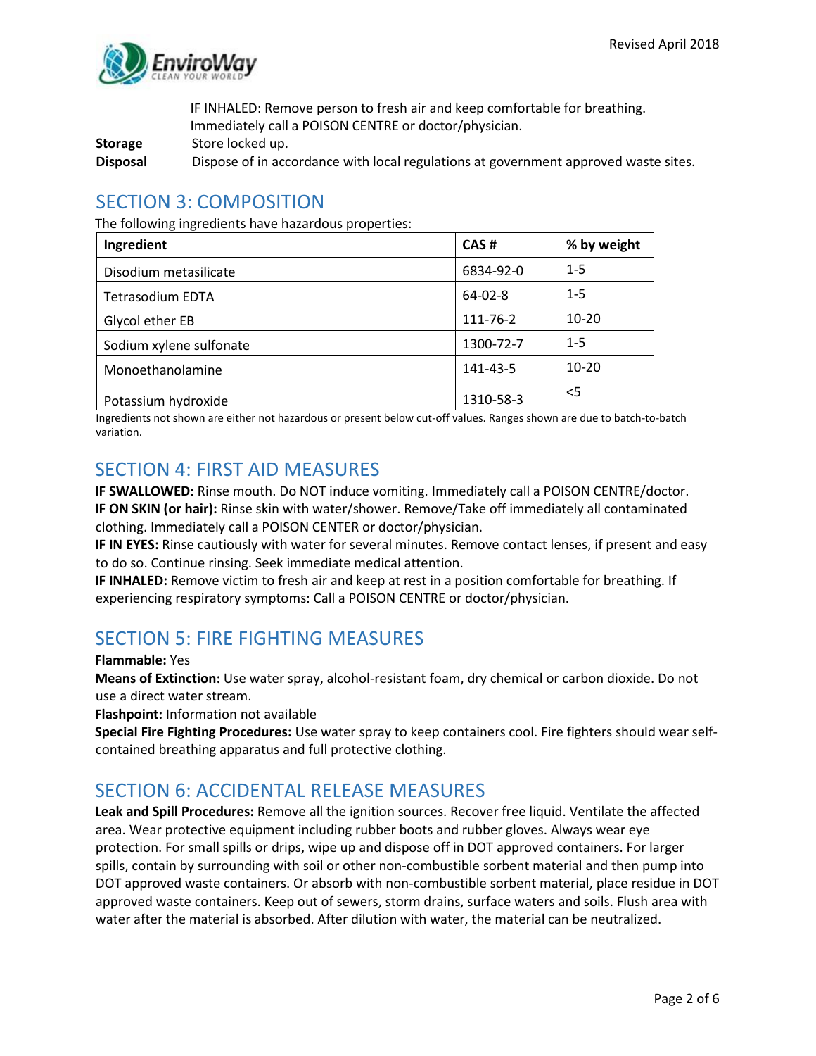IF INHALED: Remove person to fresh air and keep comfortable for breathing. Immediately call a POISON CENTRE or doctor/physician.

**Storage** Store locked up.

**Disposal** Dispose of in accordance with local regulations at government approved waste sites.

## SECTION 3: COMPOSITION

The following ingredients have hazardous properties:

| Ingredient | CAS # | % by weight |
|---|---|---|
| Disodium metasilicate | 6834-92-0 | 1-5 |
| Tetrasodium EDTA | 64-02-8 | 1-5 |
| Glycol ether EB | 111-76-2 | 10-20 |
| Sodium xylene sulfonate | 1300-72-7 | 1-5 |
| Monoethanolamine | 141-43-5 | 10-20 |
| Potassium hydroxide | 1310-58-3 | <5 |

Ingredients not shown are either not hazardous or present below cut-off values. Ranges shown are due to batch-to-batch variation.

## SECTION 4: FIRST AID MEASURES

**IF SWALLOWED:** Rinse mouth. Do NOT induce vomiting. Immediately call a POISON CENTRE/doctor.
**IF ON SKIN (or hair):** Rinse skin with water/shower. Remove/Take off immediately all contaminated clothing. Immediately call a POISON CENTER or doctor/physician.
**IF IN EYES:** Rinse cautiously with water for several minutes. Remove contact lenses, if present and easy to do so. Continue rinsing. Seek immediate medical attention.
**IF INHALED:** Remove victim to fresh air and keep at rest in a position comfortable for breathing. If experiencing respiratory symptoms: Call a POISON CENTRE or doctor/physician.

## SECTION 5: FIRE FIGHTING MEASURES

**Flammable:** Yes
**Means of Extinction:** Use water spray, alcohol-resistant foam, dry chemical or carbon dioxide. Do not use a direct water stream.
**Flashpoint:** Information not available
**Special Fire Fighting Procedures:** Use water spray to keep containers cool. Fire fighters should wear self-contained breathing apparatus and full protective clothing.

## SECTION 6: ACCIDENTAL RELEASE MEASURES

**Leak and Spill Procedures:** Remove all the ignition sources. Recover free liquid. Ventilate the affected area. Wear protective equipment including rubber boots and rubber gloves. Always wear eye protection. For small spills or drips, wipe up and dispose off in DOT approved containers. For larger spills, contain by surrounding with soil or other non-combustible sorbent material and then pump into DOT approved waste containers. Or absorb with non-combustible sorbent material, place residue in DOT approved waste containers. Keep out of sewers, storm drains, surface waters and soils. Flush area with water after the material is absorbed. After dilution with water, the material can be neutralized.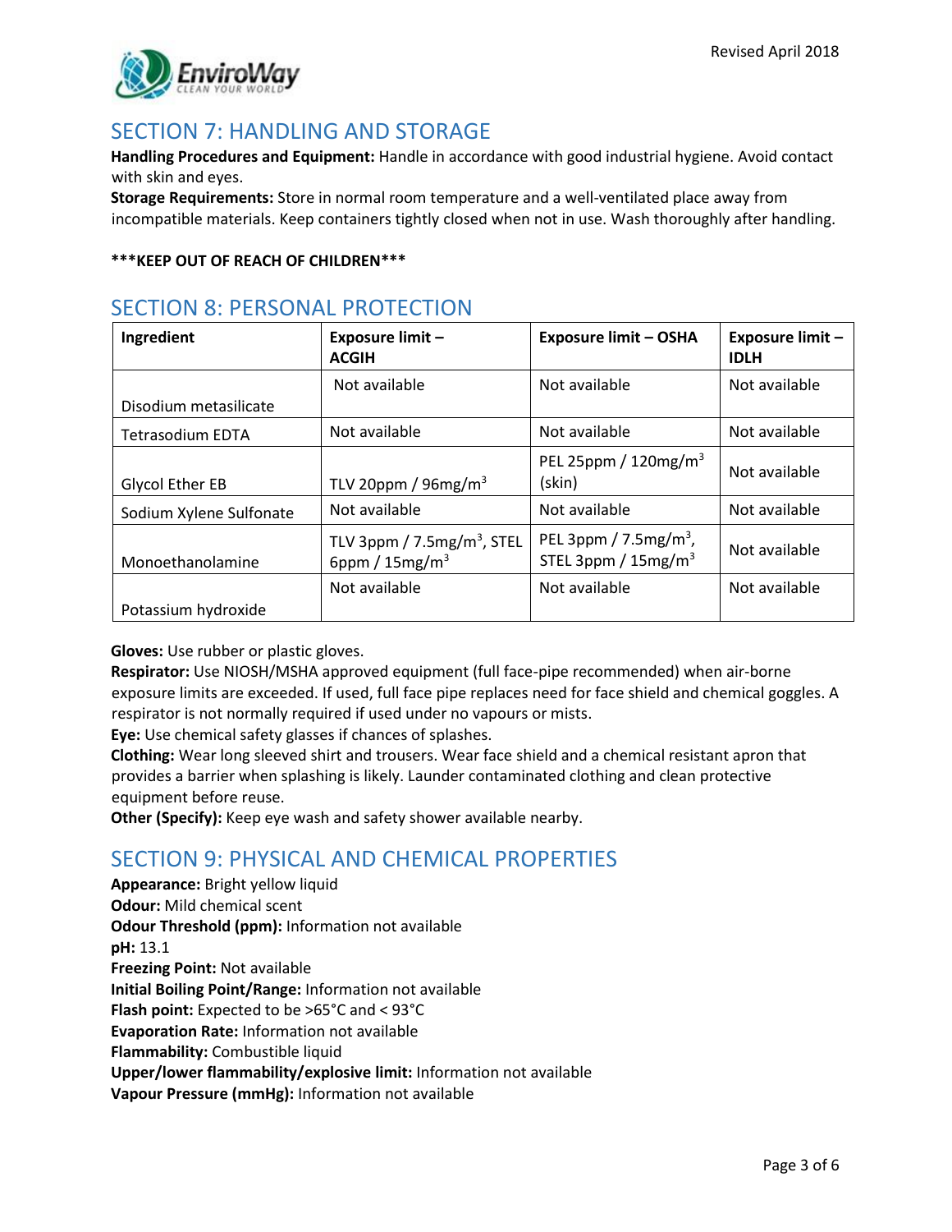## SECTION 7: HANDLING AND STORAGE

**Handling Procedures and Equipment:** Handle in accordance with good industrial hygiene. Avoid contact with skin and eyes.

**Storage Requirements:** Store in normal room temperature and a well-ventilated place away from incompatible materials. Keep containers tightly closed when not in use. Wash thoroughly after handling.

*****KEEP OUT OF REACH OF CHILDREN*****

## SECTION 8: PERSONAL PROTECTION

| Ingredient | Exposure limit – ACGIH | Exposure limit – OSHA | Exposure limit – IDLH |
|---|---|---|---|
| Disodium metasilicate | Not available | Not available | Not available |
| Tetrasodium EDTA | Not available | Not available | Not available |
| Glycol Ether EB | TLV 20ppm / 96mg/m$^3$ | PEL 25ppm / 120mg/m$^3$ (skin) | Not available |
| Sodium Xylene Sulfonate | Not available | Not available | Not available |
| Monoethanolamine | TLV 3ppm / 7.5mg/m$^3$, STEL 6ppm / 15mg/m$^3$ | PEL 3ppm / 7.5mg/m$^3$, STEL 3ppm / 15mg/m$^3$ | Not available |
| Potassium hydroxide | Not available | Not available | Not available |

**Gloves:** Use rubber or plastic gloves.

**Respirator:** Use NIOSH/MSHA approved equipment (full face-pipe recommended) when air-borne exposure limits are exceeded. If used, full face pipe replaces need for face shield and chemical goggles. A respirator is not normally required if used under no vapours or mists.

**Eye:** Use chemical safety glasses if chances of splashes.

**Clothing:** Wear long sleeved shirt and trousers. Wear face shield and a chemical resistant apron that provides a barrier when splashing is likely. Launder contaminated clothing and clean protective equipment before reuse.

**Other (Specify):** Keep eye wash and safety shower available nearby.

## SECTION 9: PHYSICAL AND CHEMICAL PROPERTIES

**Appearance:** Bright yellow liquid
**Odour:** Mild chemical scent
**Odour Threshold (ppm):** Information not available
**pH:** 13.1
**Freezing Point:** Not available
**Initial Boiling Point/Range:** Information not available
**Flash point:** Expected to be >65°C and < 93°C
**Evaporation Rate:** Information not available
**Flammability:** Combustible liquid
**Upper/lower flammability/explosive limit:** Information not available
**Vapour Pressure (mmHg):** Information not available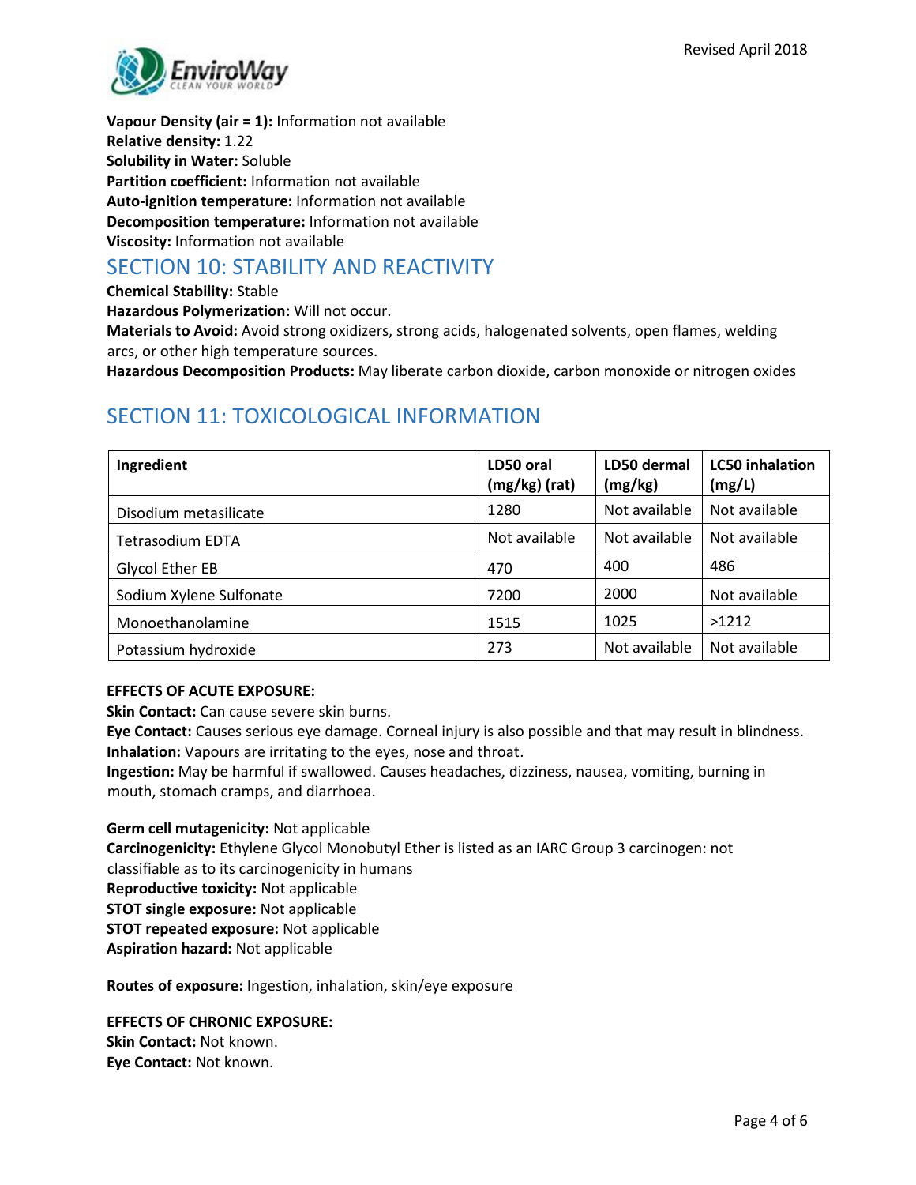**Vapour Density (air = 1):** Information not available
**Relative density:** 1.22
**Solubility in Water:** Soluble
**Partition coefficient:** Information not available
**Auto-ignition temperature:** Information not available
**Decomposition temperature:** Information not available
**Viscosity:** Information not available

## SECTION 10: STABILITY AND REACTIVITY

**Chemical Stability:** Stable
**Hazardous Polymerization:** Will not occur.
**Materials to Avoid:** Avoid strong oxidizers, strong acids, halogenated solvents, open flames, welding arcs, or other high temperature sources.
**Hazardous Decomposition Products:** May liberate carbon dioxide, carbon monoxide or nitrogen oxides

## SECTION 11: TOXICOLOGICAL INFORMATION

| Ingredient | LD50 oral (mg/kg) (rat) | LD50 dermal (mg/kg) | LC50 inhalation (mg/L) |
|---|---|---|---|
| Disodium metasilicate | 1280 | Not available | Not available |
| Tetrasodium EDTA | Not available | Not available | Not available |
| Glycol Ether EB | 470 | 400 | 486 |
| Sodium Xylene Sulfonate | 7200 | 2000 | Not available |
| Monoethanolamine | 1515 | 1025 | >1212 |
| Potassium hydroxide | 273 | Not available | Not available |

**EFFECTS OF ACUTE EXPOSURE:**
**Skin Contact:** Can cause severe skin burns.
**Eye Contact:** Causes serious eye damage. Corneal injury is also possible and that may result in blindness.
**Inhalation:** Vapours are irritating to the eyes, nose and throat.
**Ingestion:** May be harmful if swallowed. Causes headaches, dizziness, nausea, vomiting, burning in mouth, stomach cramps, and diarrhoea.

**Germ cell mutagenicity:** Not applicable
**Carcinogenicity:** Ethylene Glycol Monobutyl Ether is listed as an IARC Group 3 carcinogen: not classifiable as to its carcinogenicity in humans
**Reproductive toxicity:** Not applicable
**STOT single exposure:** Not applicable
**STOT repeated exposure:** Not applicable
**Aspiration hazard:** Not applicable

**Routes of exposure:** Ingestion, inhalation, skin/eye exposure

**EFFECTS OF CHRONIC EXPOSURE:**
**Skin Contact:** Not known.
**Eye Contact:** Not known.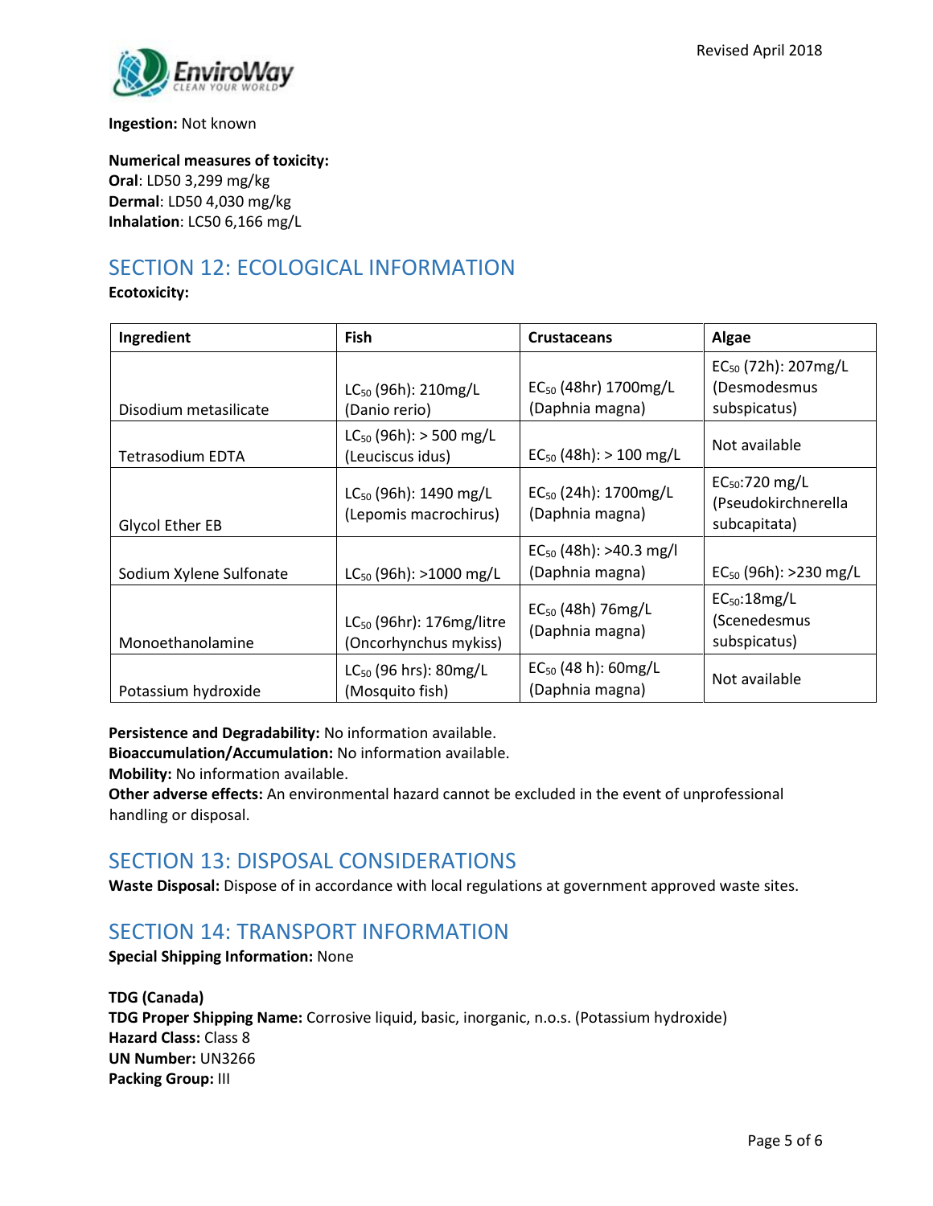**Ingestion:** Not known

**Numerical measures of toxicity:**
**Oral**: LD50 3,299 mg/kg
**Dermal**: LD50 4,030 mg/kg
**Inhalation**: LC50 6,166 mg/L

## SECTION 12: ECOLOGICAL INFORMATION

**Ecotoxicity:**

| Ingredient | Fish | Crustaceans | Algae |
|---|---|---|---|
| Disodium metasilicate | $LC_{50}$ (96h): 210mg/L (Danio rerio) | $EC_{50}$ (48hr) 1700mg/L (Daphnia magna) | $EC_{50}$ (72h): 207mg/L (Desmodesmus subspicatus) |
| Tetrasodium EDTA | $LC_{50}$ (96h): > 500 mg/L (Leuciscus idus) | $EC_{50}$ (48h): > 100 mg/L | Not available |
| Glycol Ether EB | $LC_{50}$ (96h): 1490 mg/L (Lepomis macrochirus) | $EC_{50}$ (24h): 1700mg/L (Daphnia magna) | $EC_{50}$:720 mg/L (Pseudokirchnerella subcapitata) |
| Sodium Xylene Sulfonate | $LC_{50}$ (96h): >1000 mg/L | $EC_{50}$ (48h): >40.3 mg/l (Daphnia magna) | $EC_{50}$ (96h): >230 mg/L |
| Monoethanolamine | $LC_{50}$ (96hr): 176mg/litre (Oncorhynchus mykiss) | $EC_{50}$ (48h) 76mg/L (Daphnia magna) | $EC_{50}$:18mg/L (Scenedesmus subspicatus) |
| Potassium hydroxide | $LC_{50}$ (96 hrs): 80mg/L (Mosquito fish) | $EC_{50}$ (48 h): 60mg/L (Daphnia magna) | Not available |

**Persistence and Degradability:** No information available.
**Bioaccumulation/Accumulation:** No information available.
**Mobility:** No information available.
**Other adverse effects:** An environmental hazard cannot be excluded in the event of unprofessional handling or disposal.

## SECTION 13: DISPOSAL CONSIDERATIONS

**Waste Disposal:** Dispose of in accordance with local regulations at government approved waste sites.

## SECTION 14: TRANSPORT INFORMATION

**Special Shipping Information:** None

**TDG (Canada)**
**TDG Proper Shipping Name:** Corrosive liquid, basic, inorganic, n.o.s. (Potassium hydroxide)
**Hazard Class:** Class 8
**UN Number:** UN3266
**Packing Group:** III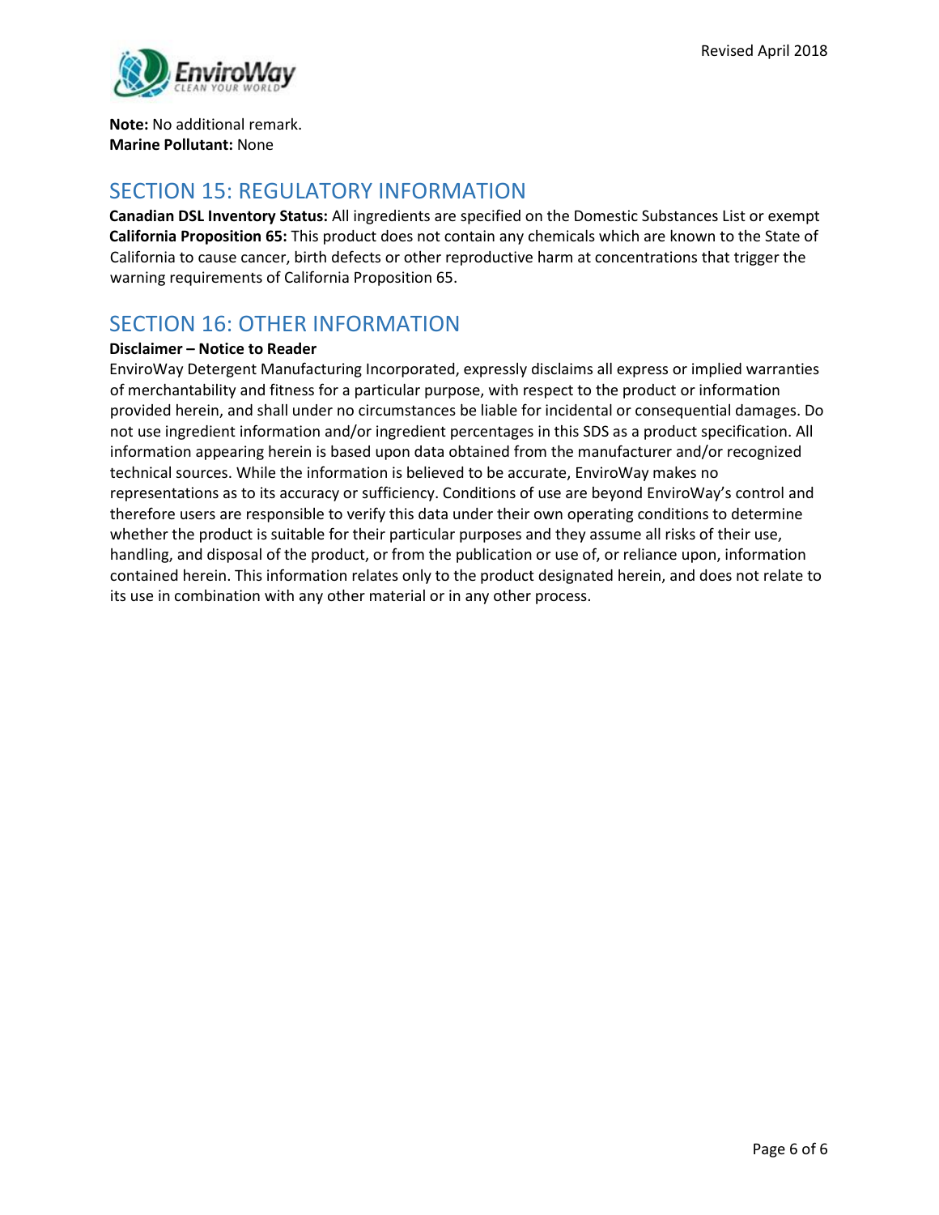**Note:** No additional remark.
**Marine Pollutant:** None

## SECTION 15: REGULATORY INFORMATION

**Canadian DSL Inventory Status:** All ingredients are specified on the Domestic Substances List or exempt
**California Proposition 65:** This product does not contain any chemicals which are known to the State of California to cause cancer, birth defects or other reproductive harm at concentrations that trigger the warning requirements of California Proposition 65.

## SECTION 16: OTHER INFORMATION

**Disclaimer – Notice to Reader**

EnviroWay Detergent Manufacturing Incorporated, expressly disclaims all express or implied warranties of merchantability and fitness for a particular purpose, with respect to the product or information provided herein, and shall under no circumstances be liable for incidental or consequential damages. Do not use ingredient information and/or ingredient percentages in this SDS as a product specification. All information appearing herein is based upon data obtained from the manufacturer and/or recognized technical sources. While the information is believed to be accurate, EnviroWay makes no representations as to its accuracy or sufficiency. Conditions of use are beyond EnviroWay's control and therefore users are responsible to verify this data under their own operating conditions to determine whether the product is suitable for their particular purposes and they assume all risks of their use, handling, and disposal of the product, or from the publication or use of, or reliance upon, information contained herein. This information relates only to the product designated herein, and does not relate to its use in combination with any other material or in any other process.